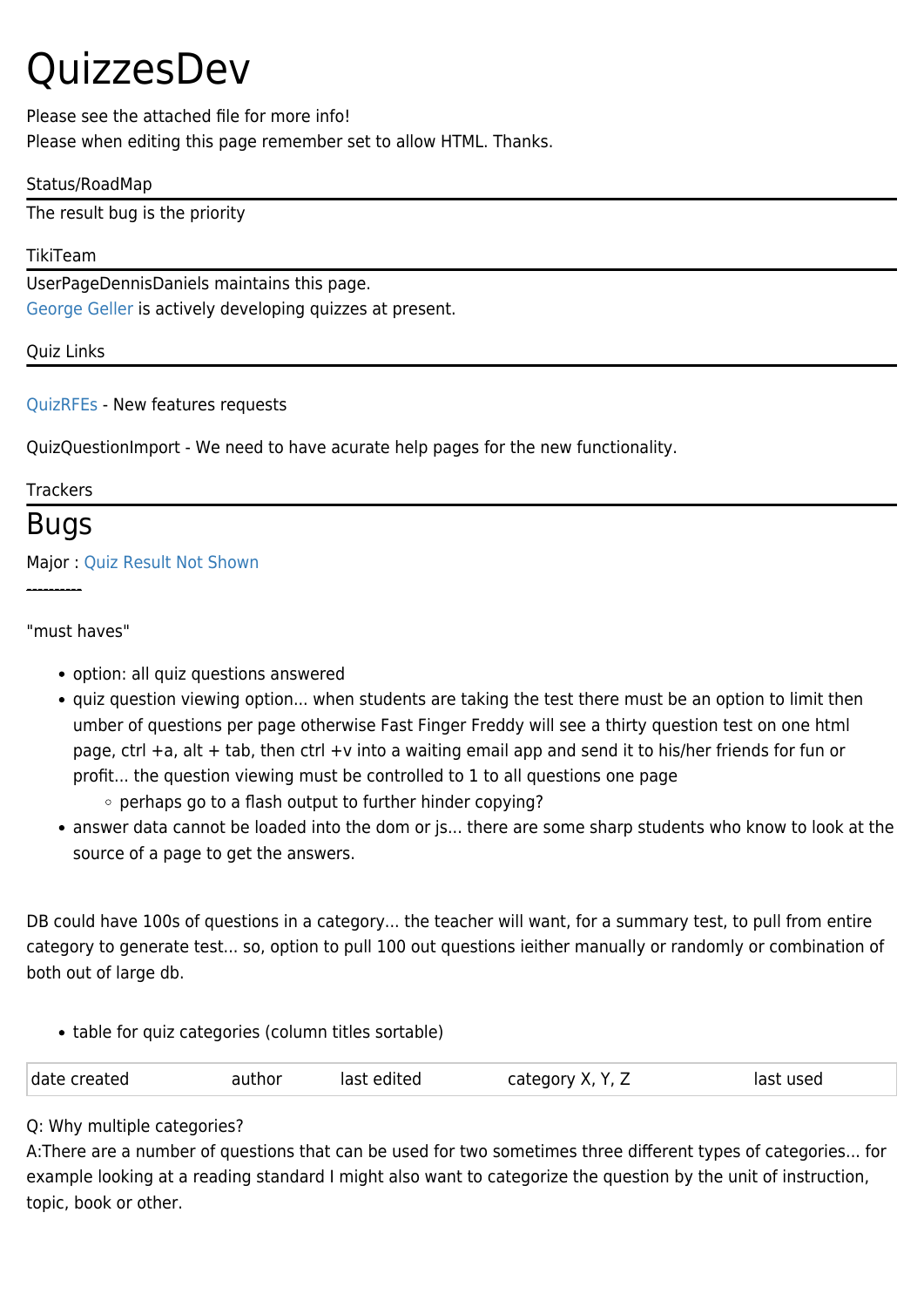# QuizzesDev

Please see the attached file for more info!
Please when editing this page remember set to allow HTML. Thanks.

Status/RoadMap

The result bug is the priority

TikiTeam

UserPageDennisDaniels maintains this page.
George Geller is actively developing quizzes at present.

Quiz Links

QuizRFEs - New features requests

QuizQuestionImport - We need to have acurate help pages for the new functionality.

Trackers

## Bugs

Major : Quiz Result Not Shown

----------

"must haves"

- option: all quiz questions answered
- quiz question viewing option... when students are taking the test there must be an option to limit then umber of questions per page otherwise Fast Finger Freddy will see a thirty question test on one html page, ctrl +a, alt + tab, then ctrl +v into a waiting email app and send it to his/her friends for fun or profit... the question viewing must be controlled to 1 to all questions one page
  - perhaps go to a flash output to further hinder copying?
- answer data cannot be loaded into the dom or js... there are some sharp students who know to look at the source of a page to get the answers.

DB could have 100s of questions in a category... the teacher will want, for a summary test, to pull from entire category to generate test... so, option to pull 100 out questions ieither manually or randomly or combination of both out of large db.

- table for quiz categories (column titles sortable)

| date created | author | last edited | category X, Y, Z | last used |
|---|---|---|---|---|

Q: Why multiple categories?
A:There are a number of questions that can be used for two sometimes three different types of categories... for example looking at a reading standard I might also want to categorize the question by the unit of instruction, topic, book or other.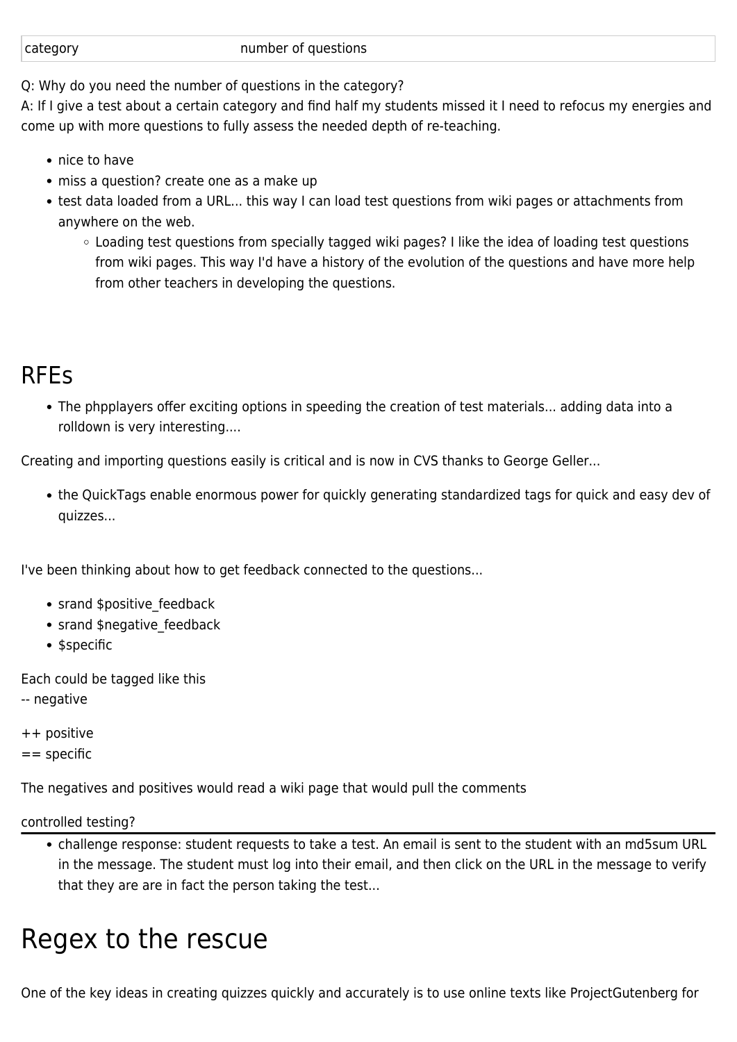| category | number of questions |
|---|---|

Q: Why do you need the number of questions in the category?
A: If I give a test about a certain category and find half my students missed it I need to refocus my energies and come up with more questions to fully assess the needed depth of re-teaching.

- nice to have
- miss a question? create one as a make up
- test data loaded from a URL... this way I can load test questions from wiki pages or attachments from anywhere on the web.
    - Loading test questions from specially tagged wiki pages? I like the idea of loading test questions from wiki pages. This way I'd have a history of the evolution of the questions and have more help from other teachers in developing the questions.

## RFEs

- The phpplayers offer exciting options in speeding the creation of test materials... adding data into a rolldown is very interesting....

Creating and importing questions easily is critical and is now in CVS thanks to George Geller...

- the QuickTags enable enormous power for quickly generating standardized tags for quick and easy dev of quizzes...

I've been thinking about how to get feedback connected to the questions...

- srand $positive_feedback
- srand $negative_feedback
- $specific

Each could be tagged like this
-- negative

++ positive
== specific

The negatives and positives would read a wiki page that would pull the comments

controlled testing?

---

- challenge response: student requests to take a test. An email is sent to the student with an md5sum URL in the message. The student must log into their email, and then click on the URL in the message to verify that they are are in fact the person taking the test...

# Regex to the rescue

One of the key ideas in creating quizzes quickly and accurately is to use online texts like ProjectGutenberg for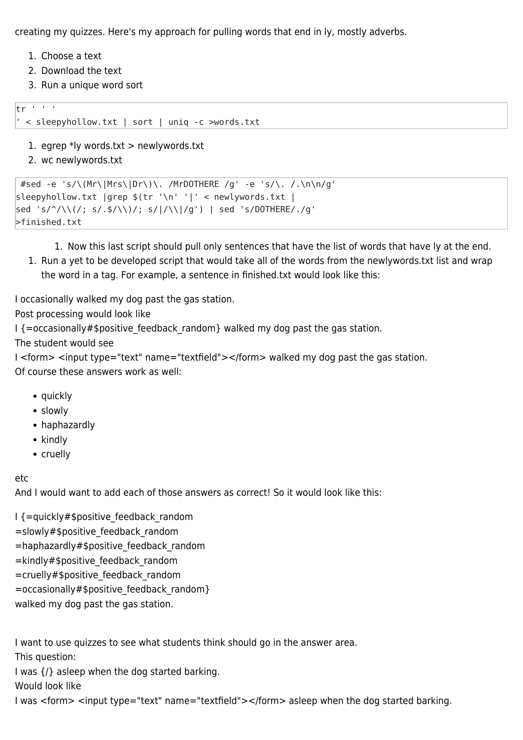creating my quizzes. Here's my approach for pulling words that end in ly, mostly adverbs.

1. Choose a text
2. Download the text
3. Run a unique word sort

```
tr ' ' '
' < sleepyhollow.txt | sort | uniq -c >words.txt
```

1. egrep *ly words.txt > newlywords.txt
2. wc newlywords.txt

```
 #sed -e 's/\(Mr\|Mrs\|Dr\)\. /MrDOTHERE /g' -e 's/\. /.\n\n/g'
sleepyhollow.txt |grep $(tr '\n' '|' < newlywords.txt |
sed 's/^/\\(/; s/.$/\\)/; s/|/\\|/g') | sed 's/DOTHERE/./g'
>finished.txt
```

   1. Now this last script should pull only sentences that have the list of words that have ly at the end.
1. Run a yet to be developed script that would take all of the words from the newlywords.txt list and wrap the word in a tag. For example, a sentence in finished.txt would look like this:

I occasionally walked my dog past the gas station.
Post processing would look like
I {=occasionally#$positive_feedback_random} walked my dog past the gas station.
The student would see
I <form> <input type="text" name="textfield"></form> walked my dog past the gas station.
Of course these answers work as well:

- quickly
- slowly
- haphazardly
- kindly
- cruelly

etc
And I would want to add each of those answers as correct! So it would look like this:

I {=quickly#$positive_feedback_random
=slowly#$positive_feedback_random
=haphazardly#$positive_feedback_random
=kindly#$positive_feedback_random
=cruelly#$positive_feedback_random
=occasionally#$positive_feedback_random}
walked my dog past the gas station.

I want to use quizzes to see what students think should go in the answer area.
This question:
I was {/} asleep when the dog started barking.
Would look like
I was <form> <input type="text" name="textfield"></form> asleep when the dog started barking.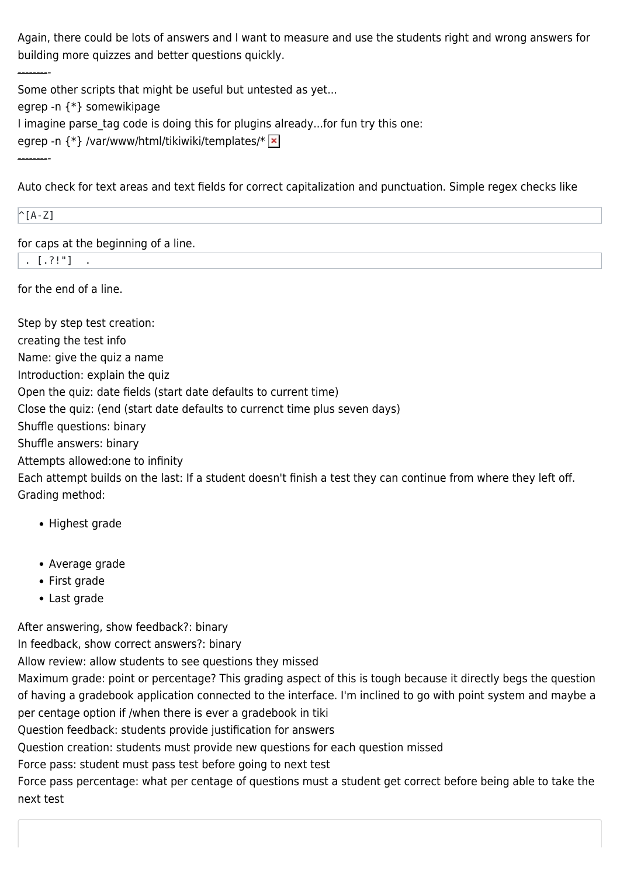Again, there could be lots of answers and I want to measure and use the students right and wrong answers for building more quizzes and better questions quickly.

---------

Some other scripts that might be useful but untested as yet...
egrep -n {*} somewikipage
I imagine parse_tag code is doing this for plugins already...for fun try this one:
egrep -n {*} /var/www/html/tikiwiki/templates/*

---------

Auto check for text areas and text fields for correct capitalization and punctuation. Simple regex checks like

```
^[A-Z]
```

for caps at the beginning of a line.

```
. [.?!"]  .
```

for the end of a line.

Step by step test creation:
creating the test info
Name: give the quiz a name
Introduction: explain the quiz
Open the quiz: date fields (start date defaults to current time)
Close the quiz: (end (start date defaults to currenct time plus seven days)
Shuffle questions: binary
Shuffle answers: binary
Attempts allowed:one to infinity
Each attempt builds on the last: If a student doesn't finish a test they can continue from where they left off.
Grading method:

- Highest grade
- Average grade
- First grade
- Last grade

After answering, show feedback?: binary
In feedback, show correct answers?: binary
Allow review: allow students to see questions they missed
Maximum grade: point or percentage? This grading aspect of this is tough because it directly begs the question of having a gradebook application connected to the interface. I'm inclined to go with point system and maybe a per centage option if /when there is ever a gradebook in tiki
Question feedback: students provide justification for answers
Question creation: students must provide new questions for each question missed
Force pass: student must pass test before going to next test
Force pass percentage: what per centage of questions must a student get correct before being able to take the next test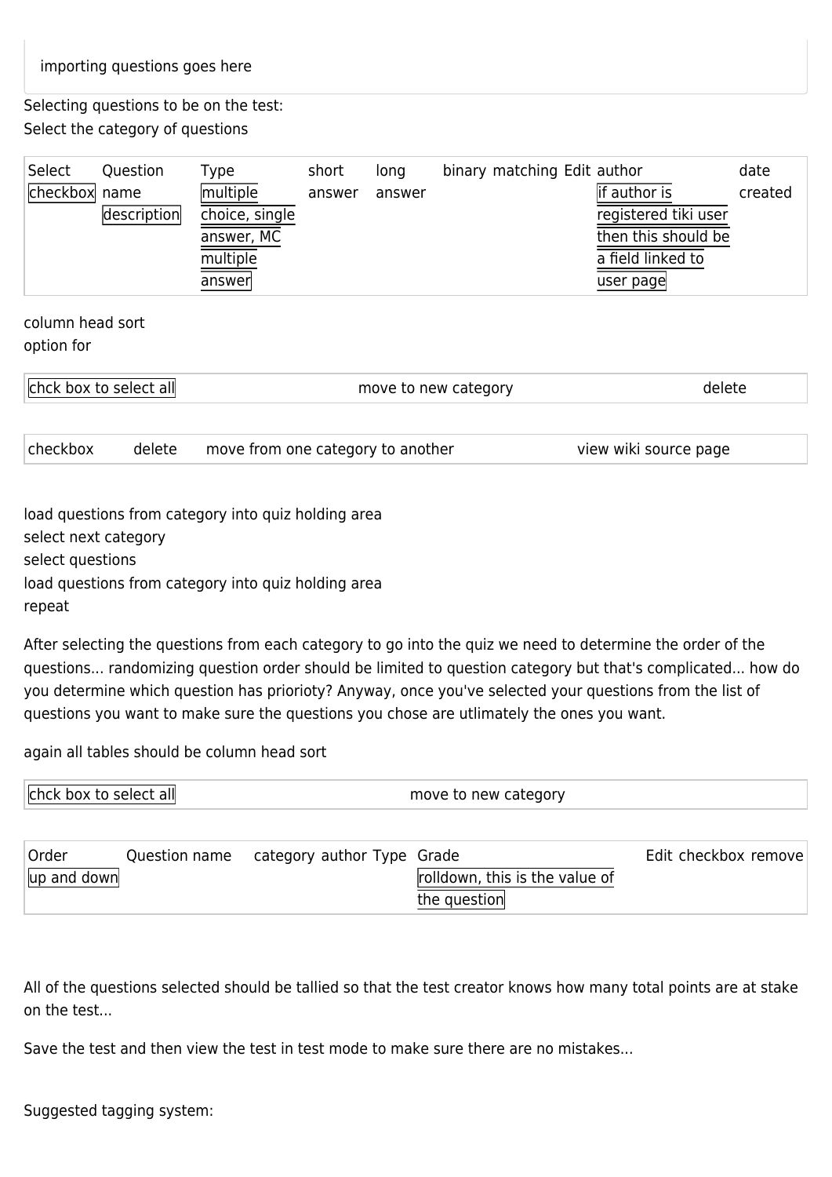importing questions goes here

Selecting questions to be on the test:
Select the category of questions

| Select checkbox | Question name description | Type multiple choice, single answer, MC multiple answer | short answer | long answer | binary | matching | Edit | author if author is registered tiki user then this should be a field linked to user page | date created |
|---|---|---|---|---|---|---|---|---|---|

column head sort
option for

| chck box to select all | move to new category | delete |
|---|---|---|

| checkbox | delete | move from one category to another | view wiki source page |
|---|---|---|---|

load questions from category into quiz holding area
select next category
select questions
load questions from category into quiz holding area
repeat

After selecting the questions from each category to go into the quiz we need to determine the order of the questions... randomizing question order should be limited to question category but that's complicated... how do you determine which question has priorioty? Anyway, once you've selected your questions from the list of questions you want to make sure the questions you chose are utlimately the ones you want.

again all tables should be column head sort

| chck box to select all | move to new category |
|---|---|

| Order up and down | Question name | category | author | Type | Grade rolldown, this is the value of the question | Edit | checkbox | remove |
|---|---|---|---|---|---|---|---|---|

All of the questions selected should be tallied so that the test creator knows how many total points are at stake on the test...

Save the test and then view the test in test mode to make sure there are no mistakes...

Suggested tagging system: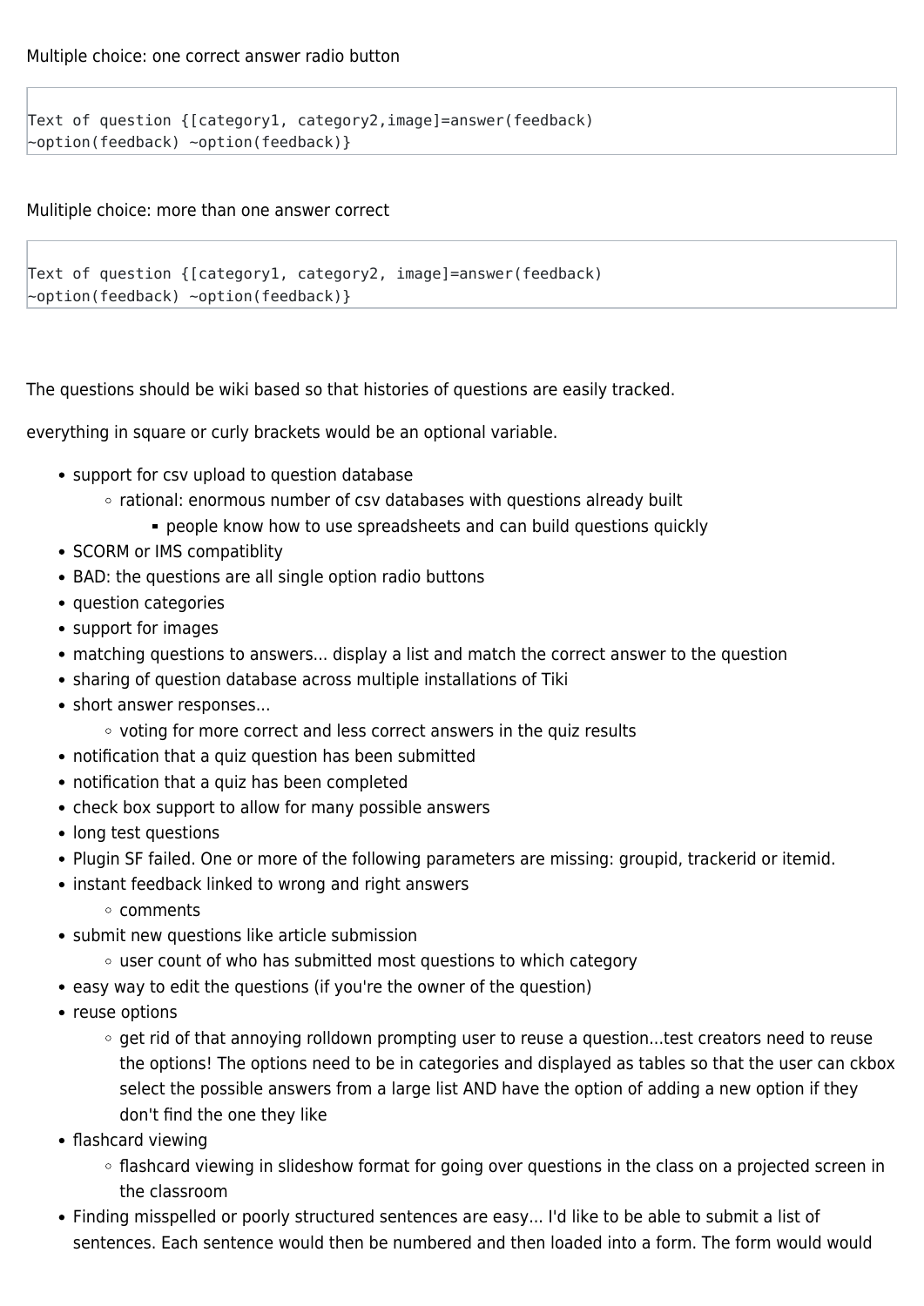Multiple choice: one correct answer radio button

```
Text of question {[category1, category2,image]=answer(feedback)
~option(feedback) ~option(feedback)}
```

Mulitiple choice: more than one answer correct

```
Text of question {[category1, category2, image]=answer(feedback)
~option(feedback) ~option(feedback)}
```

The questions should be wiki based so that histories of questions are easily tracked.

everything in square or curly brackets would be an optional variable.

- support for csv upload to question database
  - rational: enormous number of csv databases with questions already built
    - people know how to use spreadsheets and can build questions quickly
- SCORM or IMS compatiblity
- BAD: the questions are all single option radio buttons
- question categories
- support for images
- matching questions to answers... display a list and match the correct answer to the question
- sharing of question database across multiple installations of Tiki
- short answer responses...
  - voting for more correct and less correct answers in the quiz results
- notification that a quiz question has been submitted
- notification that a quiz has been completed
- check box support to allow for many possible answers
- long test questions
- Plugin SF failed. One or more of the following parameters are missing: groupid, trackerid or itemid.
- instant feedback linked to wrong and right answers
  - comments
- submit new questions like article submission
  - user count of who has submitted most questions to which category
- easy way to edit the questions (if you're the owner of the question)
- reuse options
  - get rid of that annoying rolldown prompting user to reuse a question...test creators need to reuse the options! The options need to be in categories and displayed as tables so that the user can ckbox select the possible answers from a large list AND have the option of adding a new option if they don't find the one they like
- flashcard viewing
  - flashcard viewing in slideshow format for going over questions in the class on a projected screen in the classroom
- Finding misspelled or poorly structured sentences are easy... I'd like to be able to submit a list of sentences. Each sentence would then be numbered and then loaded into a form. The form would would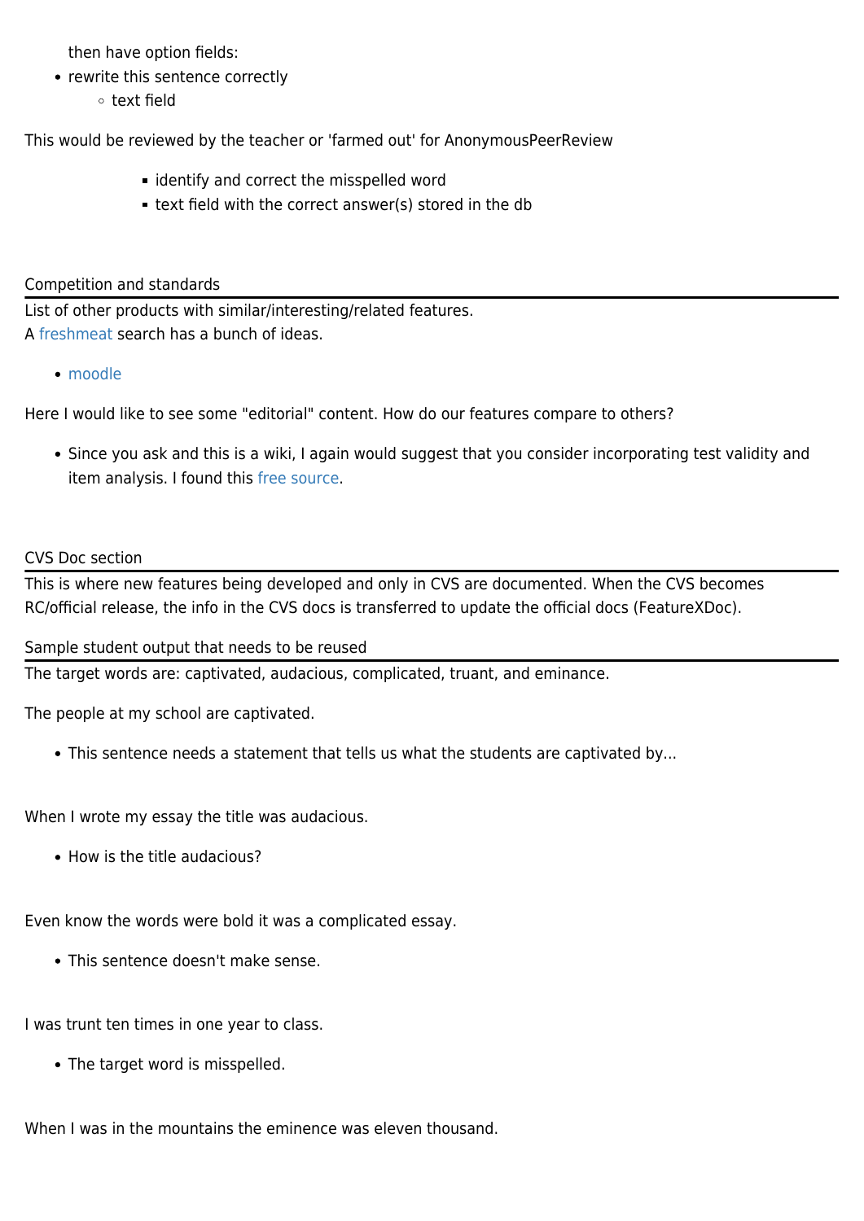then have option fields:

- rewrite this sentence correctly
    - text field

This would be reviewed by the teacher or 'farmed out' for AnonymousPeerReview

        - identify and correct the misspelled word
        - text field with the correct answer(s) stored in the db

## Competition and standards

List of other products with similar/interesting/related features.
A freshmeat search has a bunch of ideas.

- moodle

Here I would like to see some "editorial" content. How do our features compare to others?

- Since you ask and this is a wiki, I again would suggest that you consider incorporating test validity and item analysis. I found this free source.

## CVS Doc section

This is where new features being developed and only in CVS are documented. When the CVS becomes RC/official release, the info in the CVS docs is transferred to update the official docs (FeatureXDoc).

## Sample student output that needs to be reused

The target words are: captivated, audacious, complicated, truant, and eminance.

The people at my school are captivated.

- This sentence needs a statement that tells us what the students are captivated by...

When I wrote my essay the title was audacious.

- How is the title audacious?

Even know the words were bold it was a complicated essay.

- This sentence doesn't make sense.

I was trunt ten times in one year to class.

- The target word is misspelled.

When I was in the mountains the eminence was eleven thousand.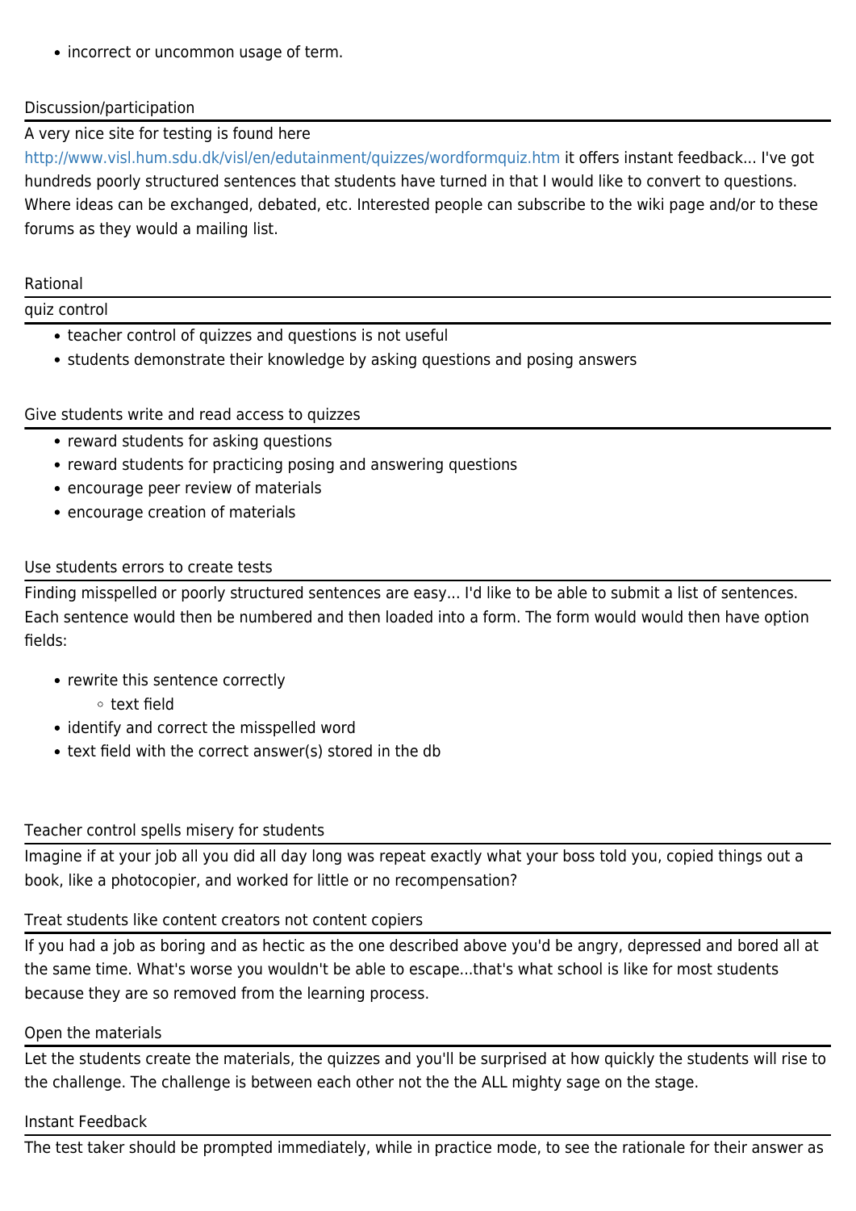- incorrect or uncommon usage of term.

### Discussion/participation

A very nice site for testing is found here http://www.visl.hum.sdu.dk/visl/en/edutainment/quizzes/wordformquiz.htm it offers instant feedback... I've got hundreds poorly structured sentences that students have turned in that I would like to convert to questions. Where ideas can be exchanged, debated, etc. Interested people can subscribe to the wiki page and/or to these forums as they would a mailing list.

### Rational

#### quiz control

- teacher control of quizzes and questions is not useful
- students demonstrate their knowledge by asking questions and posing answers

#### Give students write and read access to quizzes

- reward students for asking questions
- reward students for practicing posing and answering questions
- encourage peer review of materials
- encourage creation of materials

#### Use students errors to create tests

Finding misspelled or poorly structured sentences are easy... I'd like to be able to submit a list of sentences. Each sentence would then be numbered and then loaded into a form. The form would would then have option fields:

- rewrite this sentence correctly
  - text field
- identify and correct the misspelled word
- text field with the correct answer(s) stored in the db

#### Teacher control spells misery for students

Imagine if at your job all you did all day long was repeat exactly what your boss told you, copied things out a book, like a photocopier, and worked for little or no recompensation?

#### Treat students like content creators not content copiers

If you had a job as boring and as hectic as the one described above you'd be angry, depressed and bored all at the same time. What's worse you wouldn't be able to escape...that's what school is like for most students because they are so removed from the learning process.

#### Open the materials

Let the students create the materials, the quizzes and you'll be surprised at how quickly the students will rise to the challenge. The challenge is between each other not the the ALL mighty sage on the stage.

#### Instant Feedback

The test taker should be prompted immediately, while in practice mode, to see the rationale for their answer as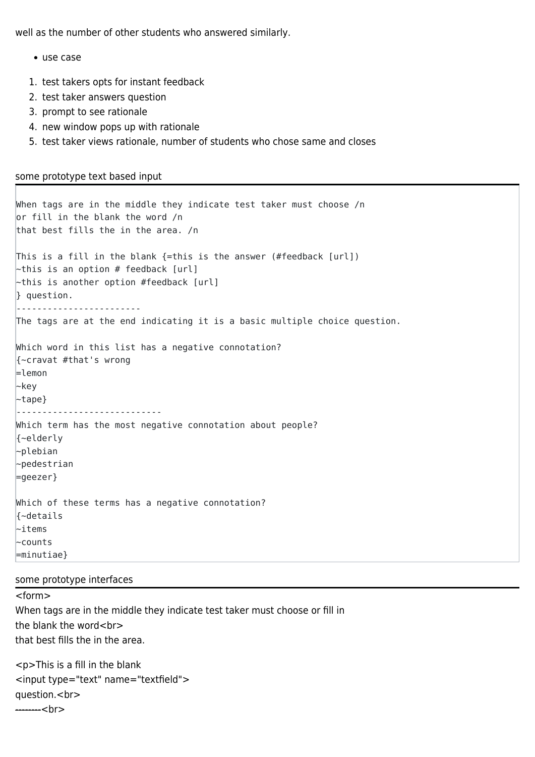well as the number of other students who answered similarly.

- use case

1. test takers opts for instant feedback
2. test taker answers question
3. prompt to see rationale
4. new window pops up with rationale
5. test taker views rationale, number of students who chose same and closes

## some prototype text based input

```
When tags are in the middle they indicate test taker must choose /n
or fill in the blank the word /n
that best fills the in the area. /n

This is a fill in the blank {=this is the answer (#feedback [url])
~this is an option # feedback [url]
~this is another option #feedback [url]
} question.
-----------------------
The tags are at the end indicating it is a basic multiple choice question.

Which word in this list has a negative connotation?
{~cravat #that's wrong
=lemon
~key
~tape}
----------------------------
Which term has the most negative connotation about people?
{~elderly
~plebian
~pedestrian
=geezer}

Which of these terms has a negative connotation?
{~details
~items
~counts
=minutiae}
```

## some prototype interfaces

<form>
When tags are in the middle they indicate test taker must choose or fill in
the blank the word<br>
that best fills the in the area.

<p>This is a fill in the blank
<input type="text" name="textfield">
question.<br>
--------<br>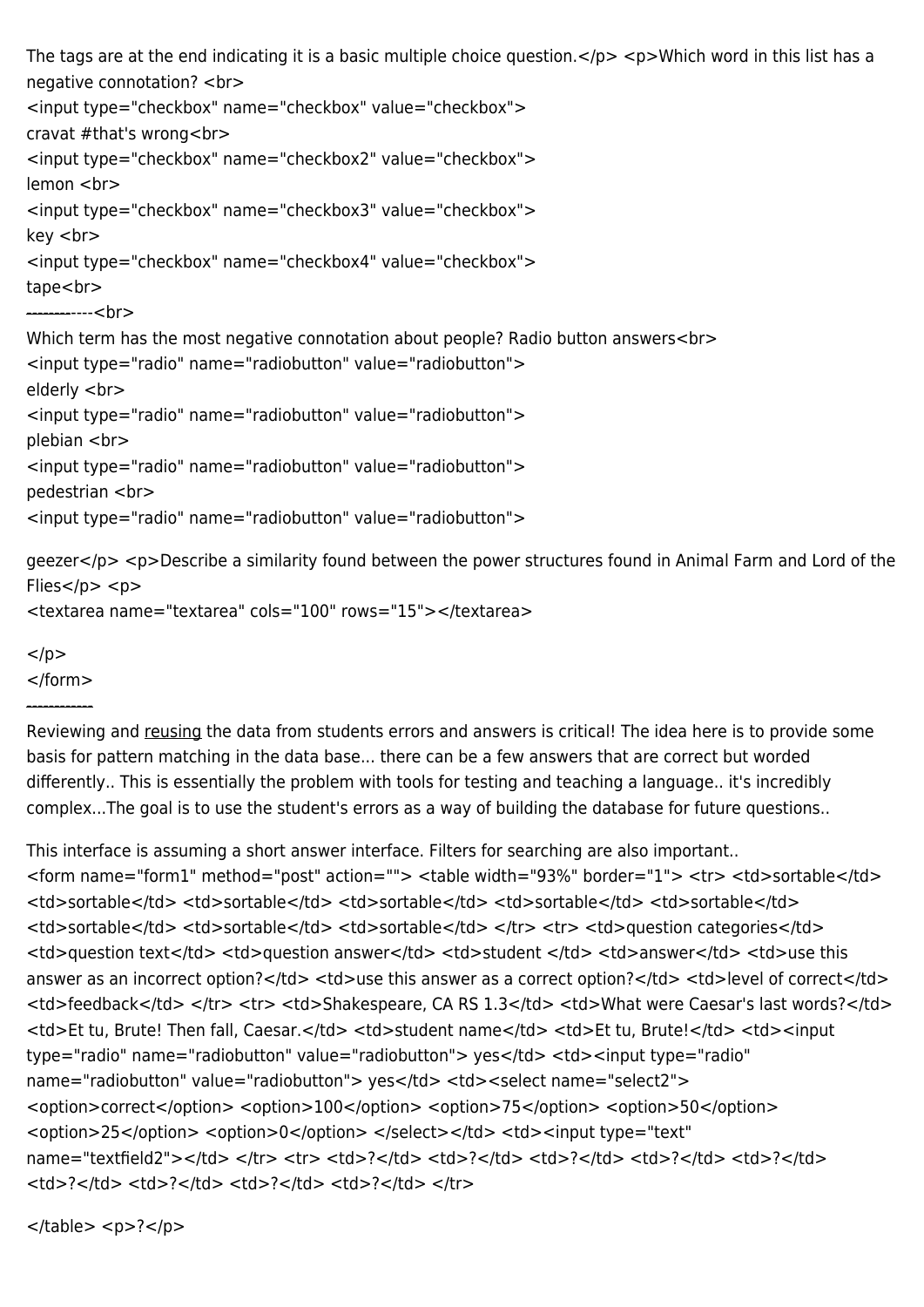The tags are at the end indicating it is a basic multiple choice question.</p> <p>Which word in this list has a negative connotation? <br>
<input type="checkbox" name="checkbox" value="checkbox">
cravat #that's wrong<br>
<input type="checkbox" name="checkbox2" value="checkbox">
lemon <br>
<input type="checkbox" name="checkbox3" value="checkbox">
key <br>
<input type="checkbox" name="checkbox4" value="checkbox">
tape<br>
-----------<br>
Which term has the most negative connotation about people? Radio button answers<br>
<input type="radio" name="radiobutton" value="radiobutton">
elderly <br>
<input type="radio" name="radiobutton" value="radiobutton">
plebian <br>
<input type="radio" name="radiobutton" value="radiobutton">
pedestrian <br>
<input type="radio" name="radiobutton" value="radiobutton">

geezer</p> <p>Describe a similarity found between the power structures found in Animal Farm and Lord of the Flies</p> <p>
<textarea name="textarea" cols="100" rows="15"></textarea>

</p>
</form>

------------

Reviewing and reusing the data from students errors and answers is critical! The idea here is to provide some basis for pattern matching in the data base... there can be a few answers that are correct but worded differently.. This is essentially the problem with tools for testing and teaching a language.. it's incredibly complex...The goal is to use the student's errors as a way of building the database for future questions..

This interface is assuming a short answer interface. Filters for searching are also important..
<form name="form1" method="post" action=""> <table width="93%" border="1"> <tr> <td>sortable</td> <td>sortable</td> <td>sortable</td> <td>sortable</td> <td>sortable</td> <td>sortable</td> <td>sortable</td> <td>sortable</td> <td>sortable</td> </tr> <tr> <td>question categories</td> <td>question text</td> <td>question answer</td> <td>student </td> <td>answer</td> <td>use this answer as an incorrect option?</td> <td>use this answer as a correct option?</td> <td>level of correct</td> <td>feedback</td> </tr> <tr> <td>Shakespeare, CA RS 1.3</td> <td>What were Caesar's last words?</td> <td>Et tu, Brute! Then fall, Caesar.</td> <td>student name</td> <td>Et tu, Brute!</td> <td><input type="radio" name="radiobutton" value="radiobutton"> yes</td> <td><input type="radio" name="radiobutton" value="radiobutton"> yes</td> <td><select name="select2"> <option>correct</option> <option>100</option> <option>75</option> <option>50</option> <option>25</option> <option>0</option> </select></td> <td><input type="text" name="textfield2"></td> </tr> <tr> <td>?</td> <td>?</td> <td>?</td> <td>?</td> <td>?</td> <td>?</td> <td>?</td> <td>?</td> <td>?</td> </tr>

</table> <p>?</p>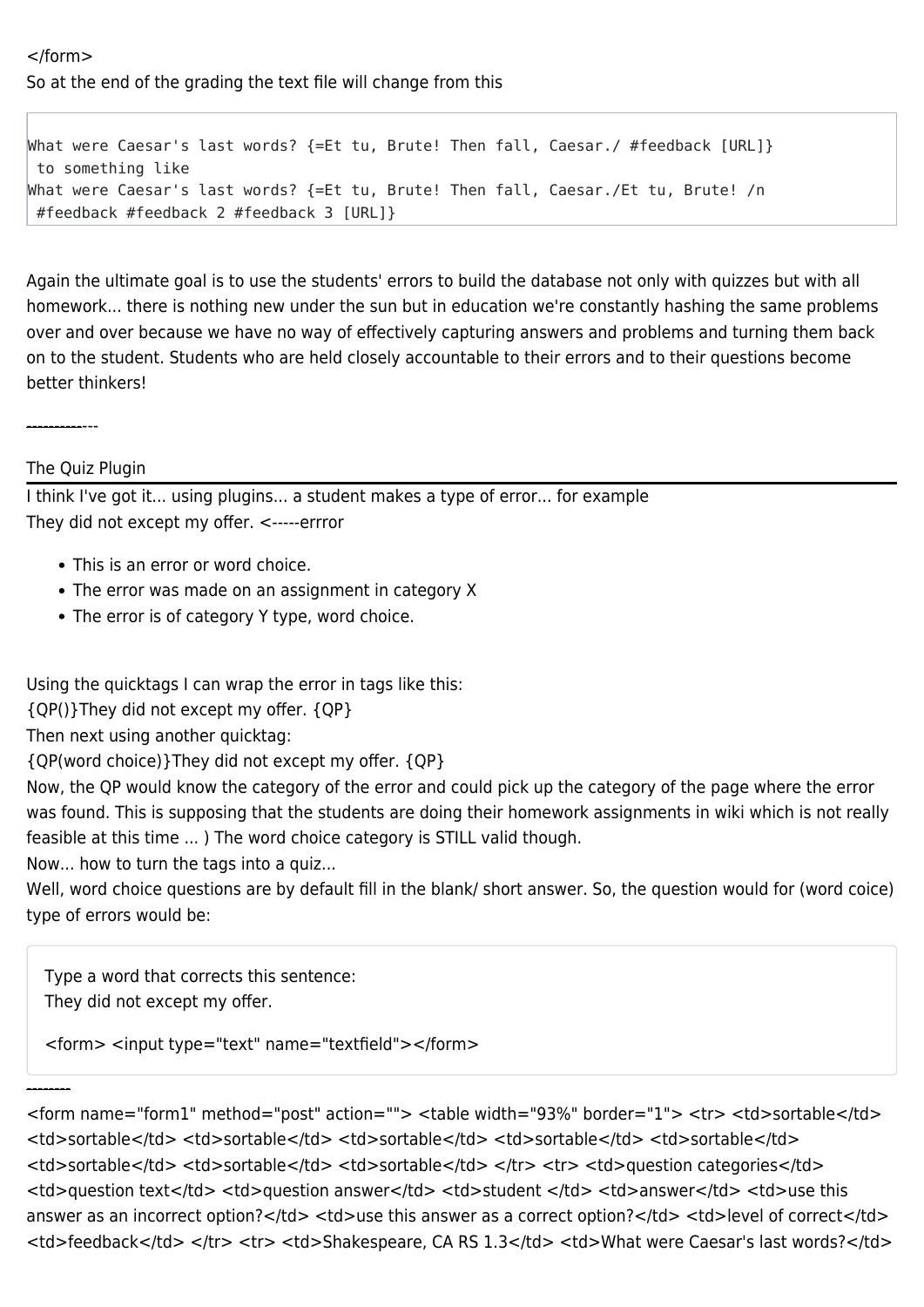</form>
So at the end of the grading the text file will change from this

```
What were Caesar's last words? {=Et tu, Brute! Then fall, Caesar./ #feedback [URL]}
 to something like
What were Caesar's last words? {=Et tu, Brute! Then fall, Caesar./Et tu, Brute! /n
 #feedback #feedback 2 #feedback 3 [URL]}
```

Again the ultimate goal is to use the students' errors to build the database not only with quizzes but with all homework... there is nothing new under the sun but in education we're constantly hashing the same problems over and over because we have no way of effectively capturing answers and problems and turning them back on to the student. Students who are held closely accountable to their errors and to their questions become better thinkers!

------------

## The Quiz Plugin

I think I've got it... using plugins... a student makes a type of error... for example
They did not except my offer. <-----errror

- This is an error or word choice.
- The error was made on an assignment in category X
- The error is of category Y type, word choice.

Using the quicktags I can wrap the error in tags like this:
{QP()}They did not except my offer. {QP}
Then next using another quicktag:
{QP(word choice)}They did not except my offer. {QP}
Now, the QP would know the category of the error and could pick up the category of the page where the error was found. This is supposing that the students are doing their homework assignments in wiki which is not really feasible at this time ... ) The word choice category is STILL valid though.
Now... how to turn the tags into a quiz...
Well, word choice questions are by default fill in the blank/ short answer. So, the question would for (word coice) type of errors would be:

> Type a word that corrects this sentence:
> They did not except my offer.
>
> <form> <input type="text" name="textfield"></form>

--------

<form name="form1" method="post" action=""> <table width="93%" border="1"> <tr> <td>sortable</td> <td>sortable</td> <td>sortable</td> <td>sortable</td> <td>sortable</td> <td>sortable</td> <td>sortable</td> <td>sortable</td> <td>sortable</td> </tr> <tr> <td>question categories</td> <td>question text</td> <td>question answer</td> <td>student </td> <td>answer</td> <td>use this answer as an incorrect option?</td> <td>use this answer as a correct option?</td> <td>level of correct</td> <td>feedback</td> </tr> <tr> <td>Shakespeare, CA RS 1.3</td> <td>What were Caesar's last words?</td>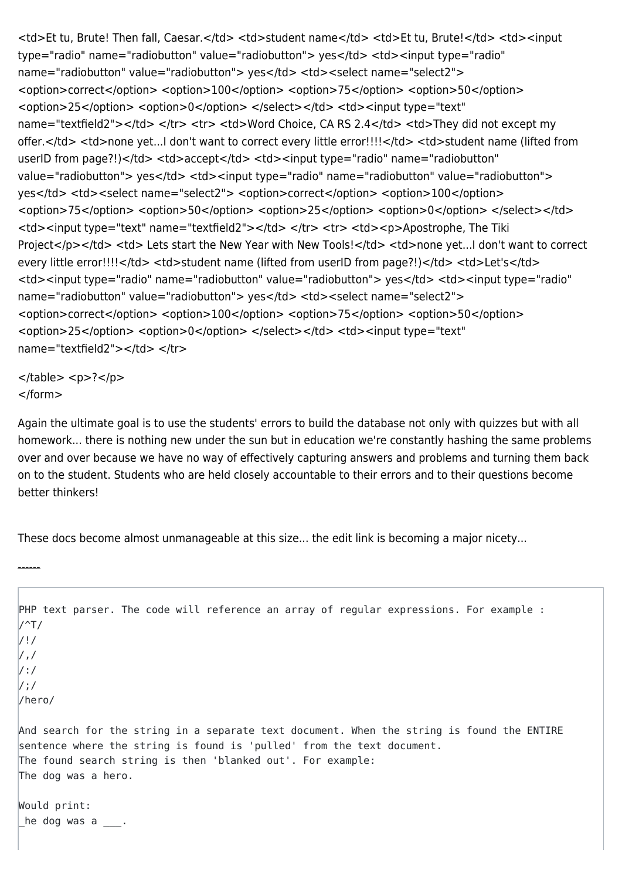<td>Et tu, Brute! Then fall, Caesar.</td> <td>student name</td> <td>Et tu, Brute!</td> <td><input type="radio" name="radiobutton" value="radiobutton"> yes</td> <td><input type="radio" name="radiobutton" value="radiobutton"> yes</td> <td><select name="select2"> <option>correct</option> <option>100</option> <option>75</option> <option>50</option> <option>25</option> <option>0</option> </select></td> <td><input type="text" name="textfield2"></td> </tr> <tr> <td>Word Choice, CA RS 2.4</td> <td>They did not except my offer.</td> <td>none yet...I don't want to correct every little error!!!!</td> <td>student name (lifted from userID from page?!)</td> <td>accept</td> <td><input type="radio" name="radiobutton" value="radiobutton"> yes</td> <td><input type="radio" name="radiobutton" value="radiobutton"> yes</td> <td><select name="select2"> <option>correct</option> <option>100</option> <option>75</option> <option>50</option> <option>25</option> <option>0</option> </select></td> <td><input type="text" name="textfield2"></td> </tr> <tr> <td><p>Apostrophe, The Tiki Project</p></td> <td> Lets start the New Year with New Tools!</td> <td>none yet...I don't want to correct every little error!!!!</td> <td>student name (lifted from userID from page?!)</td> <td>Let's</td> <td><input type="radio" name="radiobutton" value="radiobutton"> yes</td> <td><input type="radio" name="radiobutton" value="radiobutton"> yes</td> <td><select name="select2"> <option>correct</option> <option>100</option> <option>75</option> <option>50</option> <option>25</option> <option>0</option> </select></td> <td><input type="text" name="textfield2"></td> </tr>

</table> <p>?</p>
</form>

Again the ultimate goal is to use the students' errors to build the database not only with quizzes but with all homework... there is nothing new under the sun but in education we're constantly hashing the same problems over and over because we have no way of effectively capturing answers and problems and turning them back on to the student. Students who are held closely accountable to their errors and to their questions become better thinkers!

These docs become almost unmanageable at this size... the edit link is becoming a major nicety...

------

```
PHP text parser. The code will reference an array of regular expressions. For example :
/^T/
/!/
/,/
/:/
/;/
/hero/

And search for the string in a separate text document. When the string is found the ENTIRE
sentence where the string is found is 'pulled' from the text document.
The found search string is then 'blanked out'. For example:
The dog was a hero.

Would print:
_he dog was a ___.
```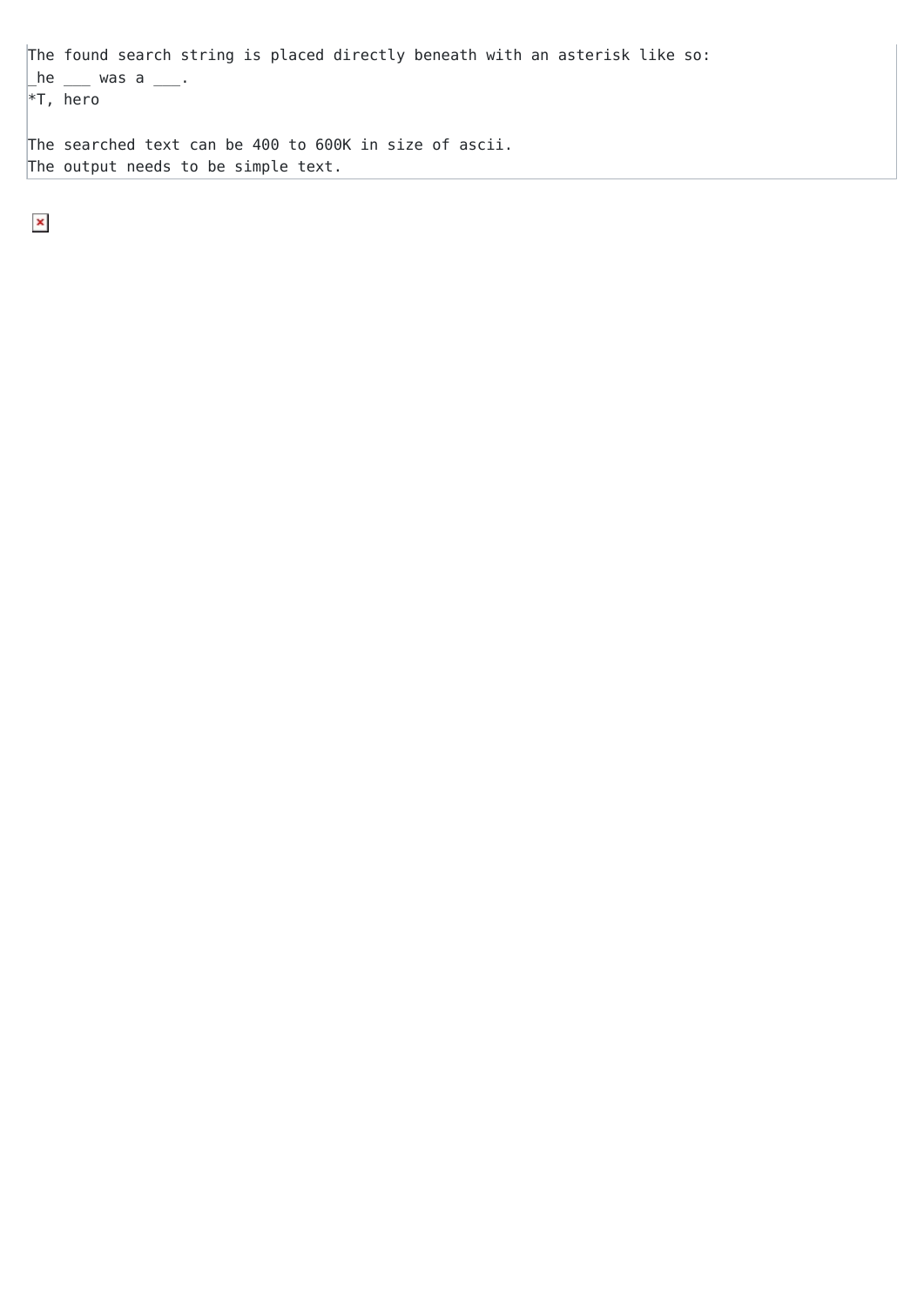```
The found search string is placed directly beneath with an asterisk like so:
_he ___ was a ___.
*T, hero

The searched text can be 400 to 600K in size of ascii.
The output needs to be simple text.
```